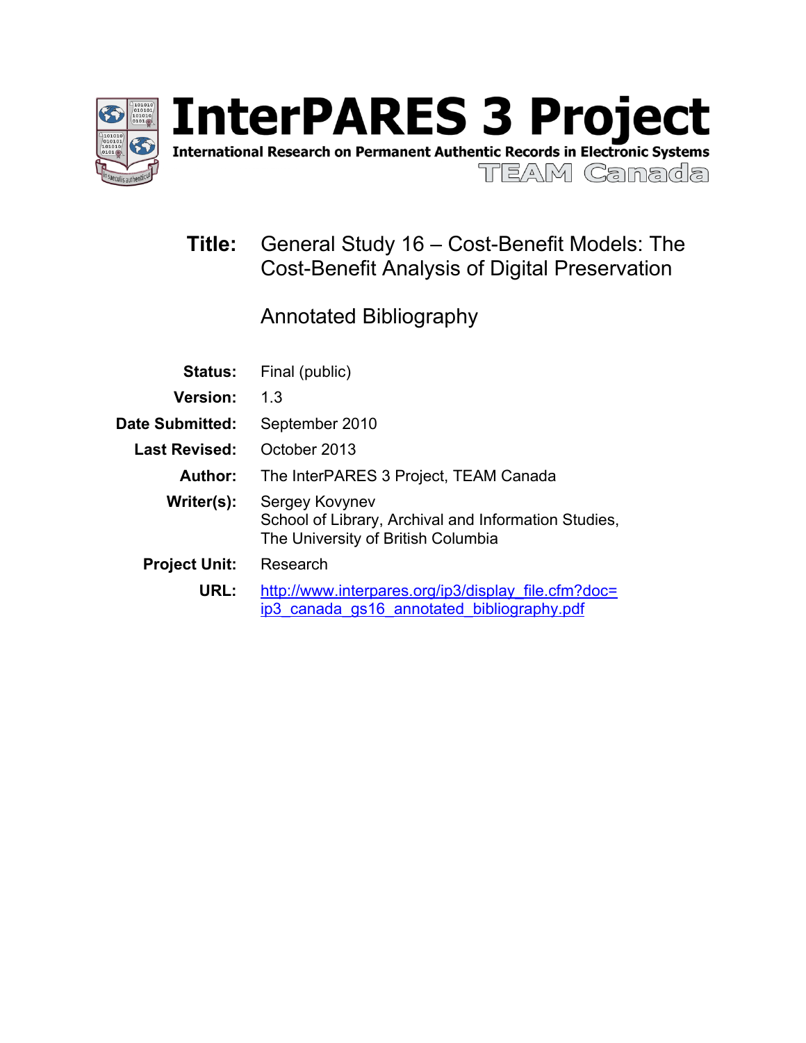# InterPARES 3 Project

**International Research on Permanent Authentic Records in Electronic Systems**

TEAM Canada

**Title:** General Study 16 – Cost-Benefit Models: The Cost-Benefit Analysis of Digital Preservation

Annotated Bibliography

**Status:** Final (public)

**Version:** 1.3

**Date Submitted:** September 2010

**Last Revised:** October 2013

**Author:** The InterPARES 3 Project, TEAM Canada

**Writer(s):** Sergey Kovynev
School of Library, Archival and Information Studies,
The University of British Columbia

**Project Unit:** Research

**URL:** http://www.interpares.org/ip3/display_file.cfm?doc=ip3_canada_gs16_annotated_bibliography.pdf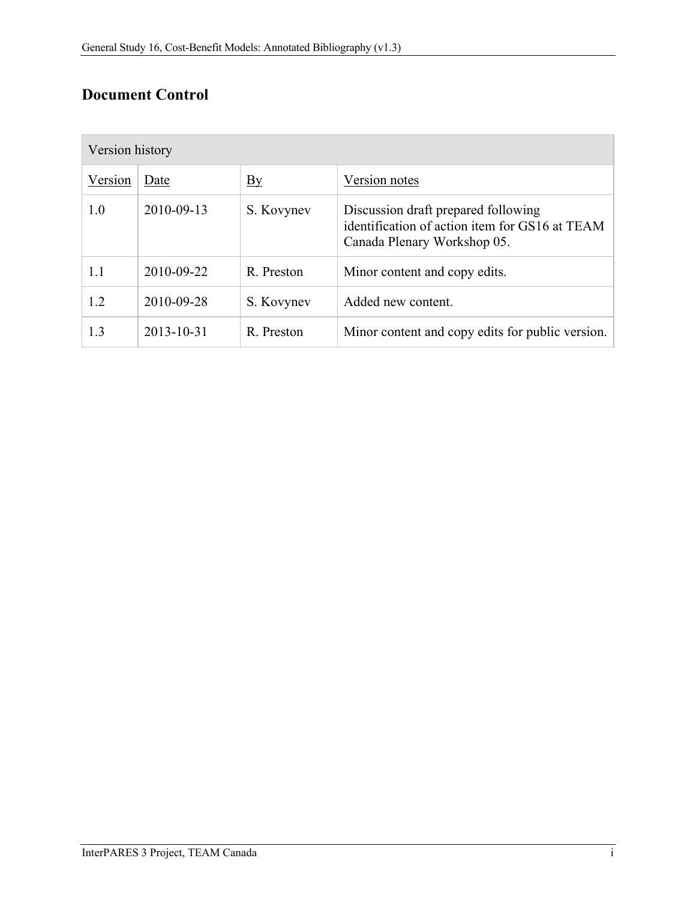## Document Control

| Version history | | | |
|---|---|---|---|
| Version | Date | By | Version notes |
| 1.0 | 2010-09-13 | S. Kovynev | Discussion draft prepared following identification of action item for GS16 at TEAM Canada Plenary Workshop 05. |
| 1.1 | 2010-09-22 | R. Preston | Minor content and copy edits. |
| 1.2 | 2010-09-28 | S. Kovynev | Added new content. |
| 1.3 | 2013-10-31 | R. Preston | Minor content and copy edits for public version. |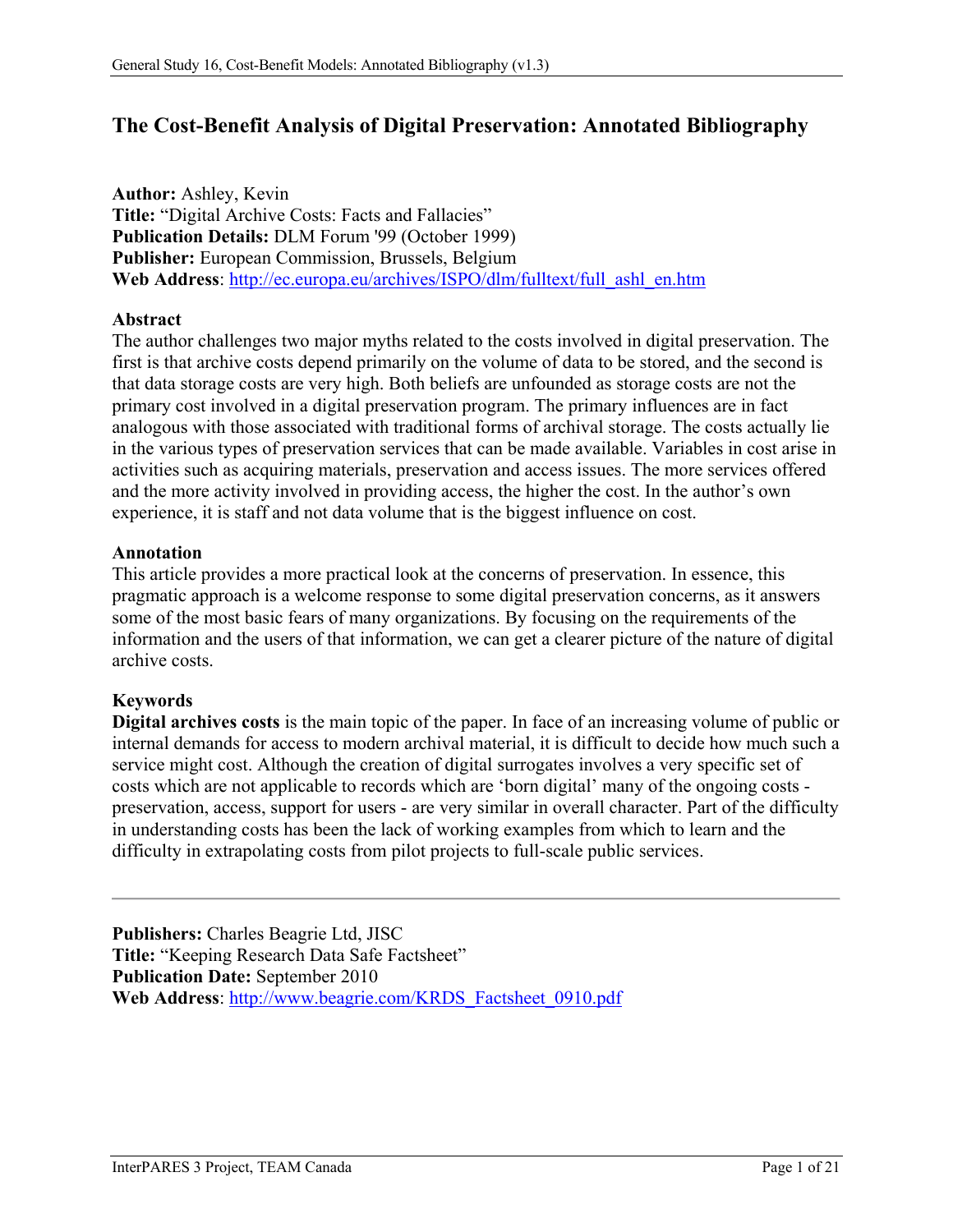# The Cost-Benefit Analysis of Digital Preservation: Annotated Bibliography

**Author:** Ashley, Kevin
**Title:** "Digital Archive Costs: Facts and Fallacies"
**Publication Details:** DLM Forum '99 (October 1999)
**Publisher:** European Commission, Brussels, Belgium
**Web Address**: http://ec.europa.eu/archives/ISPO/dlm/fulltext/full_ashl_en.htm

**Abstract**
The author challenges two major myths related to the costs involved in digital preservation. The first is that archive costs depend primarily on the volume of data to be stored, and the second is that data storage costs are very high. Both beliefs are unfounded as storage costs are not the primary cost involved in a digital preservation program. The primary influences are in fact analogous with those associated with traditional forms of archival storage. The costs actually lie in the various types of preservation services that can be made available. Variables in cost arise in activities such as acquiring materials, preservation and access issues. The more services offered and the more activity involved in providing access, the higher the cost. In the author's own experience, it is staff and not data volume that is the biggest influence on cost.

**Annotation**
This article provides a more practical look at the concerns of preservation. In essence, this pragmatic approach is a welcome response to some digital preservation concerns, as it answers some of the most basic fears of many organizations. By focusing on the requirements of the information and the users of that information, we can get a clearer picture of the nature of digital archive costs.

**Keywords**
**Digital archives costs** is the main topic of the paper. In face of an increasing volume of public or internal demands for access to modern archival material, it is difficult to decide how much such a service might cost. Although the creation of digital surrogates involves a very specific set of costs which are not applicable to records which are 'born digital' many of the ongoing costs - preservation, access, support for users - are very similar in overall character. Part of the difficulty in understanding costs has been the lack of working examples from which to learn and the difficulty in extrapolating costs from pilot projects to full-scale public services.

---

**Publishers:** Charles Beagrie Ltd, JISC
**Title:** "Keeping Research Data Safe Factsheet"
**Publication Date:** September 2010
**Web Address**: http://www.beagrie.com/KRDS_Factsheet_0910.pdf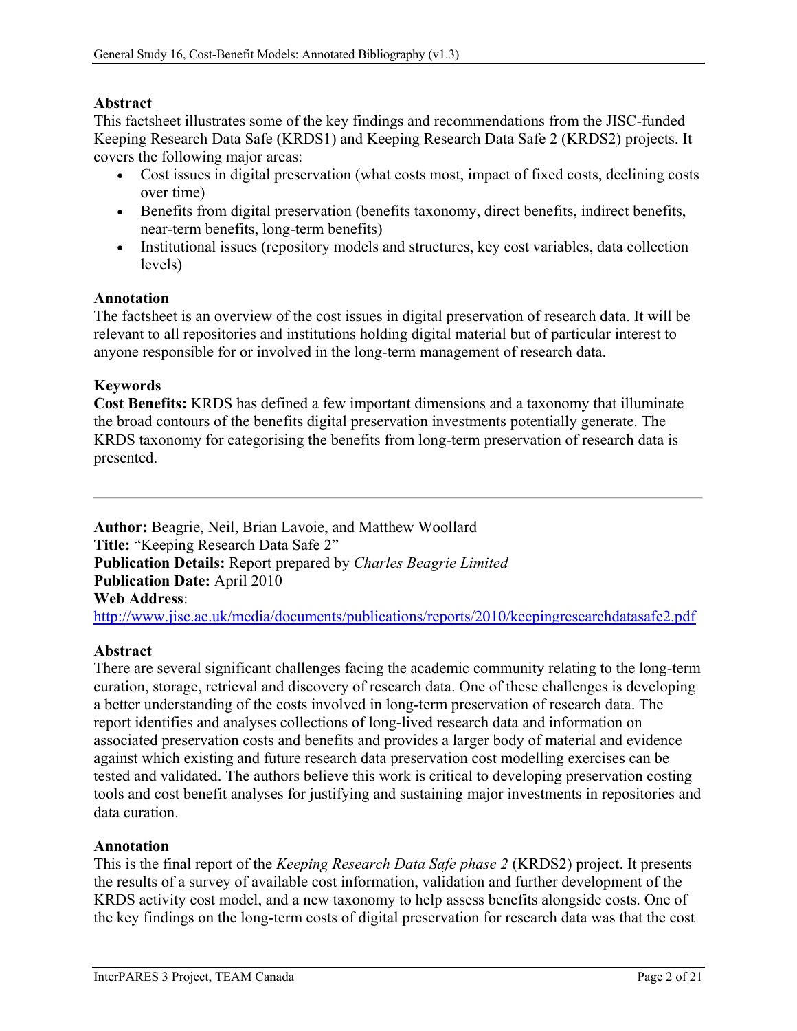**Abstract**
This factsheet illustrates some of the key findings and recommendations from the JISC-funded Keeping Research Data Safe (KRDS1) and Keeping Research Data Safe 2 (KRDS2) projects. It covers the following major areas:

- Cost issues in digital preservation (what costs most, impact of fixed costs, declining costs over time)
- Benefits from digital preservation (benefits taxonomy, direct benefits, indirect benefits, near-term benefits, long-term benefits)
- Institutional issues (repository models and structures, key cost variables, data collection levels)

**Annotation**
The factsheet is an overview of the cost issues in digital preservation of research data. It will be relevant to all repositories and institutions holding digital material but of particular interest to anyone responsible for or involved in the long-term management of research data.

**Keywords**
**Cost Benefits:** KRDS has defined a few important dimensions and a taxonomy that illuminate the broad contours of the benefits digital preservation investments potentially generate. The KRDS taxonomy for categorising the benefits from long-term preservation of research data is presented.

---

**Author:** Beagrie, Neil, Brian Lavoie, and Matthew Woollard
**Title:** "Keeping Research Data Safe 2"
**Publication Details:** Report prepared by *Charles Beagrie Limited*
**Publication Date:** April 2010
**Web Address**:
http://www.jisc.ac.uk/media/documents/publications/reports/2010/keepingresearchdatasafe2.pdf

**Abstract**
There are several significant challenges facing the academic community relating to the long-term curation, storage, retrieval and discovery of research data. One of these challenges is developing a better understanding of the costs involved in long-term preservation of research data. The report identifies and analyses collections of long-lived research data and information on associated preservation costs and benefits and provides a larger body of material and evidence against which existing and future research data preservation cost modelling exercises can be tested and validated. The authors believe this work is critical to developing preservation costing tools and cost benefit analyses for justifying and sustaining major investments in repositories and data curation.

**Annotation**
This is the final report of the *Keeping Research Data Safe phase 2* (KRDS2) project. It presents the results of a survey of available cost information, validation and further development of the KRDS activity cost model, and a new taxonomy to help assess benefits alongside costs. One of the key findings on the long-term costs of digital preservation for research data was that the cost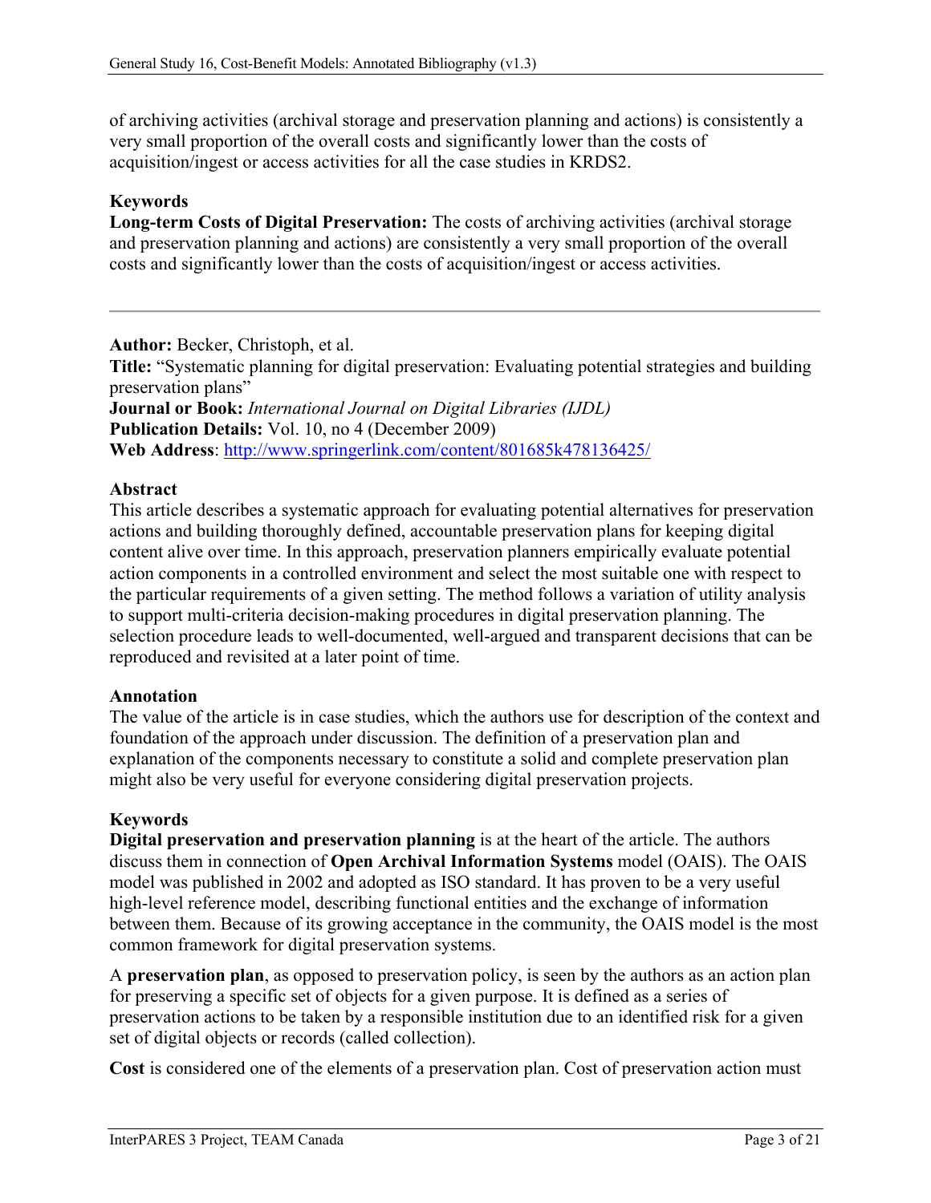of archiving activities (archival storage and preservation planning and actions) is consistently a very small proportion of the overall costs and significantly lower than the costs of acquisition/ingest or access activities for all the case studies in KRDS2.

**Keywords**

**Long-term Costs of Digital Preservation:** The costs of archiving activities (archival storage and preservation planning and actions) are consistently a very small proportion of the overall costs and significantly lower than the costs of acquisition/ingest or access activities.

---

**Author:** Becker, Christoph, et al.
**Title:** "Systematic planning for digital preservation: Evaluating potential strategies and building preservation plans"
**Journal or Book:** *International Journal on Digital Libraries (IJDL)*
**Publication Details:** Vol. 10, no 4 (December 2009)
**Web Address**: http://www.springerlink.com/content/801685k478136425/

**Abstract**

This article describes a systematic approach for evaluating potential alternatives for preservation actions and building thoroughly defined, accountable preservation plans for keeping digital content alive over time. In this approach, preservation planners empirically evaluate potential action components in a controlled environment and select the most suitable one with respect to the particular requirements of a given setting. The method follows a variation of utility analysis to support multi-criteria decision-making procedures in digital preservation planning. The selection procedure leads to well-documented, well-argued and transparent decisions that can be reproduced and revisited at a later point of time.

**Annotation**

The value of the article is in case studies, which the authors use for description of the context and foundation of the approach under discussion. The definition of a preservation plan and explanation of the components necessary to constitute a solid and complete preservation plan might also be very useful for everyone considering digital preservation projects.

**Keywords**

**Digital preservation and preservation planning** is at the heart of the article. The authors discuss them in connection of **Open Archival Information Systems** model (OAIS). The OAIS model was published in 2002 and adopted as ISO standard. It has proven to be a very useful high-level reference model, describing functional entities and the exchange of information between them. Because of its growing acceptance in the community, the OAIS model is the most common framework for digital preservation systems.

A **preservation plan**, as opposed to preservation policy, is seen by the authors as an action plan for preserving a specific set of objects for a given purpose. It is defined as a series of preservation actions to be taken by a responsible institution due to an identified risk for a given set of digital objects or records (called collection).

**Cost** is considered one of the elements of a preservation plan. Cost of preservation action must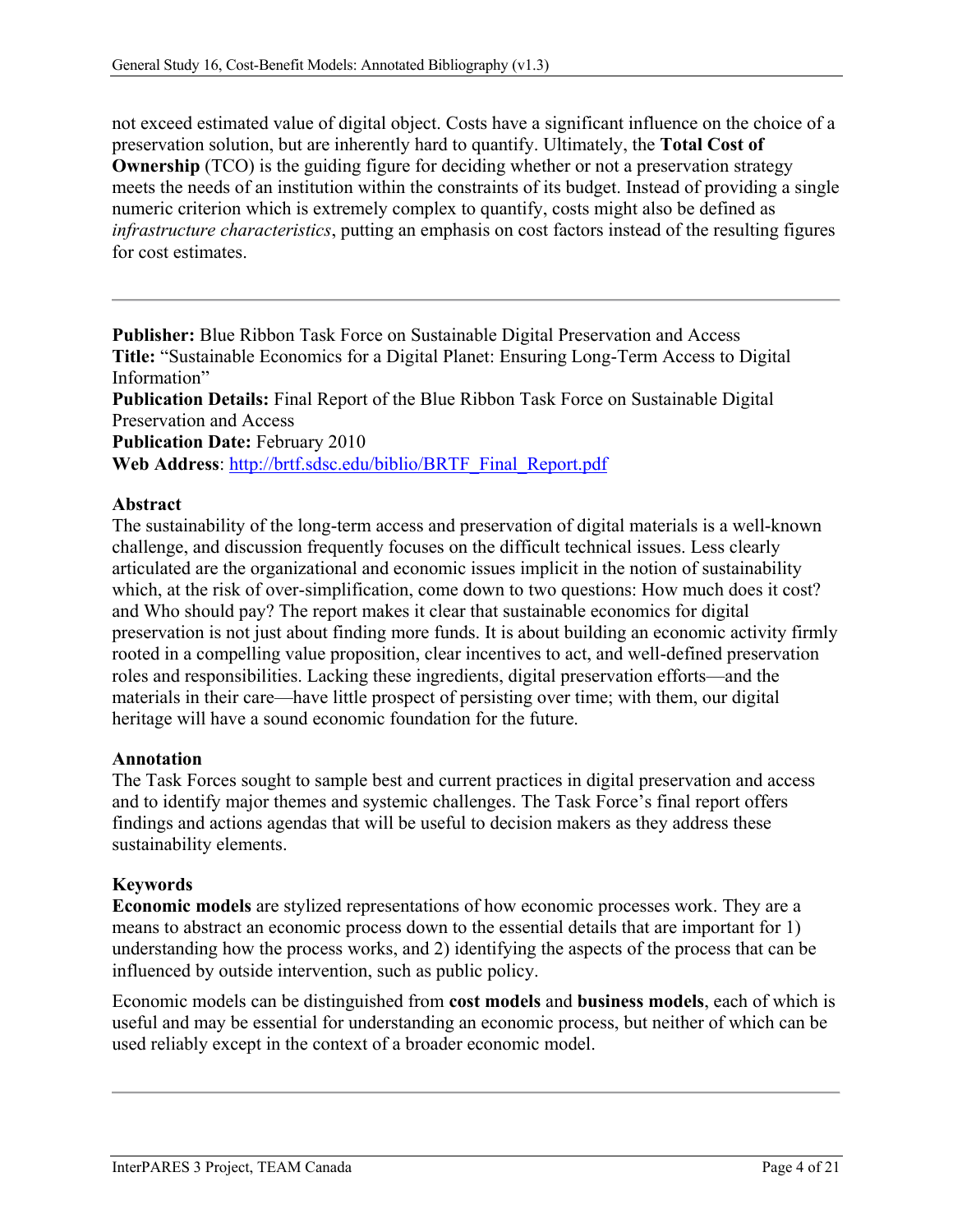not exceed estimated value of digital object. Costs have a significant influence on the choice of a preservation solution, but are inherently hard to quantify. Ultimately, the **Total Cost of Ownership** (TCO) is the guiding figure for deciding whether or not a preservation strategy meets the needs of an institution within the constraints of its budget. Instead of providing a single numeric criterion which is extremely complex to quantify, costs might also be defined as *infrastructure characteristics*, putting an emphasis on cost factors instead of the resulting figures for cost estimates.

---

**Publisher:** Blue Ribbon Task Force on Sustainable Digital Preservation and Access
**Title:** "Sustainable Economics for a Digital Planet: Ensuring Long-Term Access to Digital Information"
**Publication Details:** Final Report of the Blue Ribbon Task Force on Sustainable Digital Preservation and Access
**Publication Date:** February 2010
**Web Address**: http://brtf.sdsc.edu/biblio/BRTF_Final_Report.pdf

**Abstract**
The sustainability of the long-term access and preservation of digital materials is a well-known challenge, and discussion frequently focuses on the difficult technical issues. Less clearly articulated are the organizational and economic issues implicit in the notion of sustainability which, at the risk of over-simplification, come down to two questions: How much does it cost? and Who should pay? The report makes it clear that sustainable economics for digital preservation is not just about finding more funds. It is about building an economic activity firmly rooted in a compelling value proposition, clear incentives to act, and well-defined preservation roles and responsibilities. Lacking these ingredients, digital preservation efforts—and the materials in their care—have little prospect of persisting over time; with them, our digital heritage will have a sound economic foundation for the future.

**Annotation**
The Task Forces sought to sample best and current practices in digital preservation and access and to identify major themes and systemic challenges. The Task Force's final report offers findings and actions agendas that will be useful to decision makers as they address these sustainability elements.

**Keywords**
**Economic models** are stylized representations of how economic processes work. They are a means to abstract an economic process down to the essential details that are important for 1) understanding how the process works, and 2) identifying the aspects of the process that can be influenced by outside intervention, such as public policy.

Economic models can be distinguished from **cost models** and **business models**, each of which is useful and may be essential for understanding an economic process, but neither of which can be used reliably except in the context of a broader economic model.

---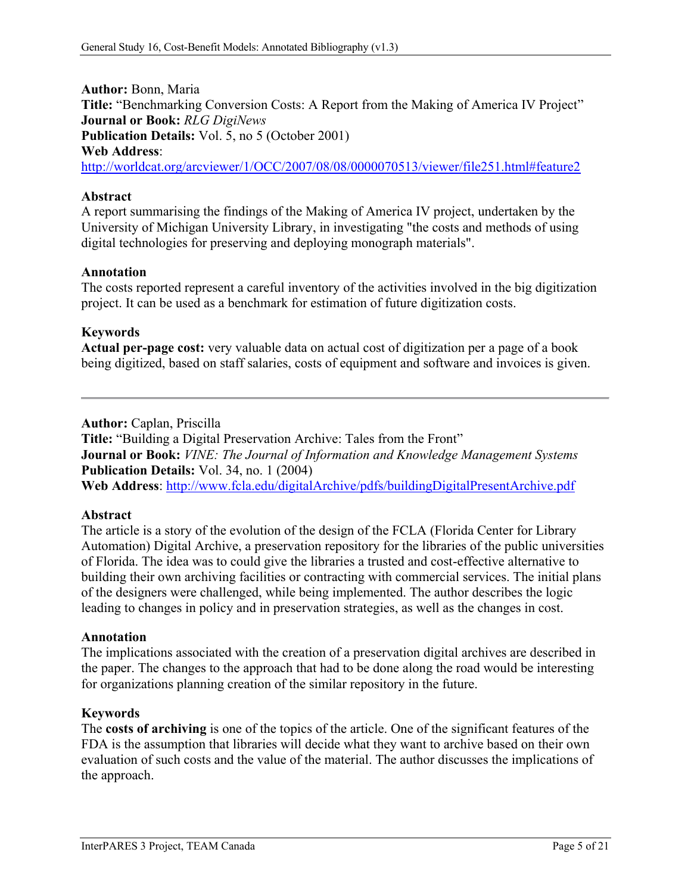**Author:** Bonn, Maria
**Title:** "Benchmarking Conversion Costs: A Report from the Making of America IV Project"
**Journal or Book:** *RLG DigiNews*
**Publication Details:** Vol. 5, no 5 (October 2001)
**Web Address**:
http://worldcat.org/arcviewer/1/OCC/2007/08/08/0000070513/viewer/file251.html#feature2

**Abstract**
A report summarising the findings of the Making of America IV project, undertaken by the University of Michigan University Library, in investigating "the costs and methods of using digital technologies for preserving and deploying monograph materials".

**Annotation**
The costs reported represent a careful inventory of the activities involved in the big digitization project. It can be used as a benchmark for estimation of future digitization costs.

**Keywords**
**Actual per-page cost:** very valuable data on actual cost of digitization per a page of a book being digitized, based on staff salaries, costs of equipment and software and invoices is given.

---

**Author:** Caplan, Priscilla
**Title:** "Building a Digital Preservation Archive: Tales from the Front"
**Journal or Book:** *VINE: The Journal of Information and Knowledge Management Systems*
**Publication Details:** Vol. 34, no. 1 (2004)
**Web Address**: http://www.fcla.edu/digitalArchive/pdfs/buildingDigitalPresentArchive.pdf

**Abstract**
The article is a story of the evolution of the design of the FCLA (Florida Center for Library Automation) Digital Archive, a preservation repository for the libraries of the public universities of Florida. The idea was to could give the libraries a trusted and cost-effective alternative to building their own archiving facilities or contracting with commercial services. The initial plans of the designers were challenged, while being implemented. The author describes the logic leading to changes in policy and in preservation strategies, as well as the changes in cost.

**Annotation**
The implications associated with the creation of a preservation digital archives are described in the paper. The changes to the approach that had to be done along the road would be interesting for organizations planning creation of the similar repository in the future.

**Keywords**
The **costs of archiving** is one of the topics of the article. One of the significant features of the FDA is the assumption that libraries will decide what they want to archive based on their own evaluation of such costs and the value of the material. The author discusses the implications of the approach.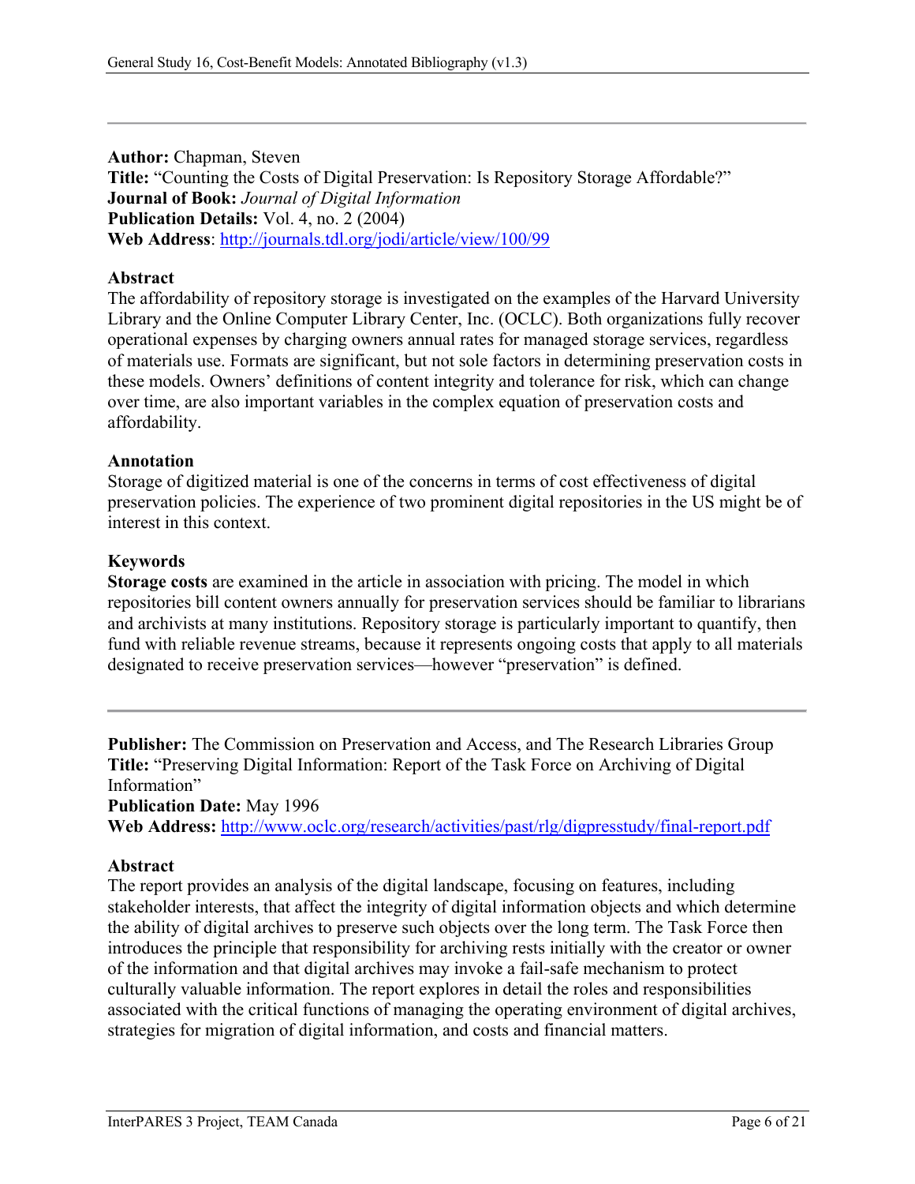---

**Author:** Chapman, Steven
**Title:** "Counting the Costs of Digital Preservation: Is Repository Storage Affordable?"
**Journal of Book:** *Journal of Digital Information*
**Publication Details:** Vol. 4, no. 2 (2004)
**Web Address**: http://journals.tdl.org/jodi/article/view/100/99

**Abstract**
The affordability of repository storage is investigated on the examples of the Harvard University Library and the Online Computer Library Center, Inc. (OCLC). Both organizations fully recover operational expenses by charging owners annual rates for managed storage services, regardless of materials use. Formats are significant, but not sole factors in determining preservation costs in these models. Owners' definitions of content integrity and tolerance for risk, which can change over time, are also important variables in the complex equation of preservation costs and affordability.

**Annotation**
Storage of digitized material is one of the concerns in terms of cost effectiveness of digital preservation policies. The experience of two prominent digital repositories in the US might be of interest in this context.

**Keywords**
**Storage costs** are examined in the article in association with pricing. The model in which repositories bill content owners annually for preservation services should be familiar to librarians and archivists at many institutions. Repository storage is particularly important to quantify, then fund with reliable revenue streams, because it represents ongoing costs that apply to all materials designated to receive preservation services—however "preservation" is defined.

---

**Publisher:** The Commission on Preservation and Access, and The Research Libraries Group
**Title:** "Preserving Digital Information: Report of the Task Force on Archiving of Digital Information"
**Publication Date:** May 1996
**Web Address:** http://www.oclc.org/research/activities/past/rlg/digpresstudy/final-report.pdf

**Abstract**
The report provides an analysis of the digital landscape, focusing on features, including stakeholder interests, that affect the integrity of digital information objects and which determine the ability of digital archives to preserve such objects over the long term. The Task Force then introduces the principle that responsibility for archiving rests initially with the creator or owner of the information and that digital archives may invoke a fail-safe mechanism to protect culturally valuable information. The report explores in detail the roles and responsibilities associated with the critical functions of managing the operating environment of digital archives, strategies for migration of digital information, and costs and financial matters.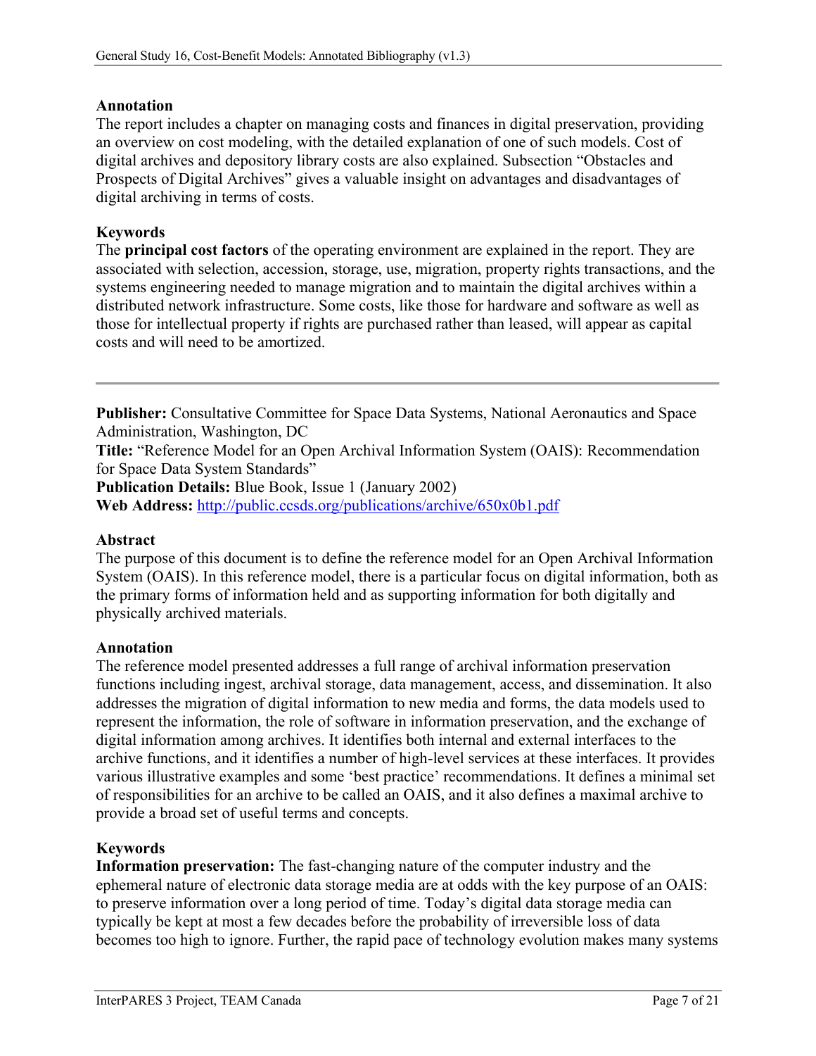**Annotation**

The report includes a chapter on managing costs and finances in digital preservation, providing an overview on cost modeling, with the detailed explanation of one of such models. Cost of digital archives and depository library costs are also explained. Subsection "Obstacles and Prospects of Digital Archives" gives a valuable insight on advantages and disadvantages of digital archiving in terms of costs.

**Keywords**

The **principal cost factors** of the operating environment are explained in the report. They are associated with selection, accession, storage, use, migration, property rights transactions, and the systems engineering needed to manage migration and to maintain the digital archives within a distributed network infrastructure. Some costs, like those for hardware and software as well as those for intellectual property if rights are purchased rather than leased, will appear as capital costs and will need to be amortized.

---

**Publisher:** Consultative Committee for Space Data Systems, National Aeronautics and Space Administration, Washington, DC
**Title:** "Reference Model for an Open Archival Information System (OAIS): Recommendation for Space Data System Standards"
**Publication Details:** Blue Book, Issue 1 (January 2002)
**Web Address:** [http://public.ccsds.org/publications/archive/650x0b1.pdf](http://public.ccsds.org/publications/archive/650x0b1.pdf)

**Abstract**

The purpose of this document is to define the reference model for an Open Archival Information System (OAIS). In this reference model, there is a particular focus on digital information, both as the primary forms of information held and as supporting information for both digitally and physically archived materials.

**Annotation**

The reference model presented addresses a full range of archival information preservation functions including ingest, archival storage, data management, access, and dissemination. It also addresses the migration of digital information to new media and forms, the data models used to represent the information, the role of software in information preservation, and the exchange of digital information among archives. It identifies both internal and external interfaces to the archive functions, and it identifies a number of high-level services at these interfaces. It provides various illustrative examples and some 'best practice' recommendations. It defines a minimal set of responsibilities for an archive to be called an OAIS, and it also defines a maximal archive to provide a broad set of useful terms and concepts.

**Keywords**

**Information preservation:** The fast-changing nature of the computer industry and the ephemeral nature of electronic data storage media are at odds with the key purpose of an OAIS: to preserve information over a long period of time. Today's digital data storage media can typically be kept at most a few decades before the probability of irreversible loss of data becomes too high to ignore. Further, the rapid pace of technology evolution makes many systems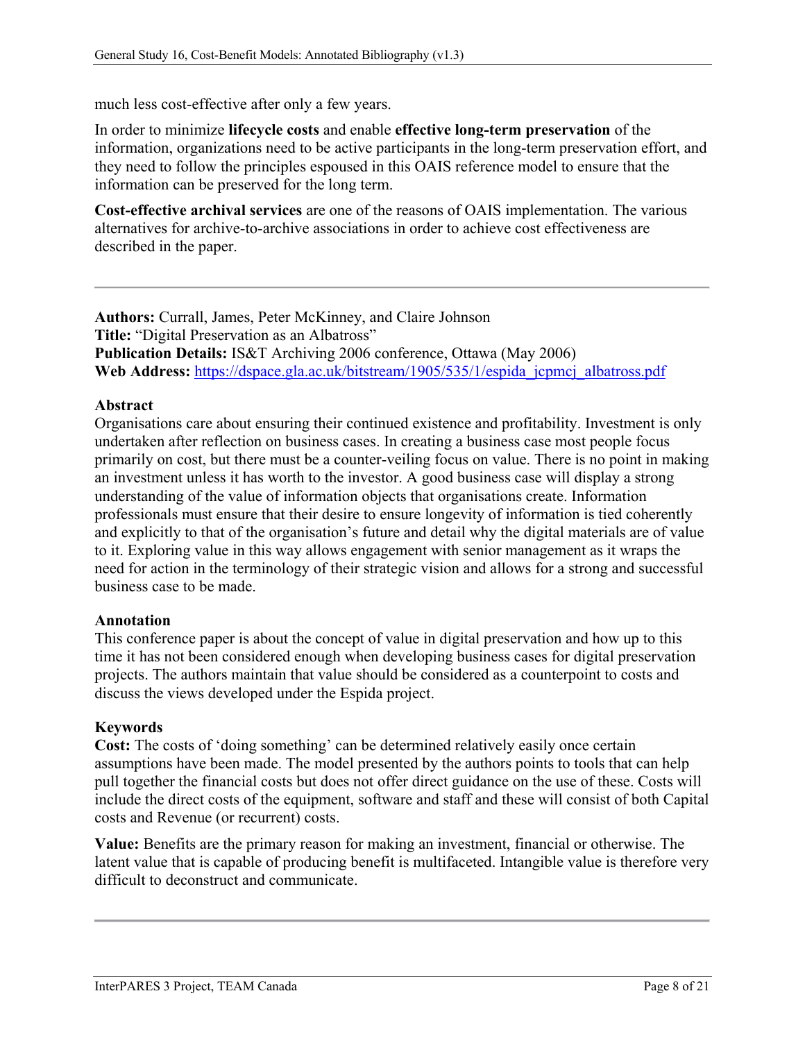much less cost-effective after only a few years.

In order to minimize **lifecycle costs** and enable **effective long-term preservation** of the information, organizations need to be active participants in the long-term preservation effort, and they need to follow the principles espoused in this OAIS reference model to ensure that the information can be preserved for the long term.

**Cost-effective archival services** are one of the reasons of OAIS implementation. The various alternatives for archive-to-archive associations in order to achieve cost effectiveness are described in the paper.

---

**Authors:** Currall, James, Peter McKinney, and Claire Johnson
**Title:** "Digital Preservation as an Albatross"
**Publication Details:** IS&T Archiving 2006 conference, Ottawa (May 2006)
**Web Address:** https://dspace.gla.ac.uk/bitstream/1905/535/1/espida_jcpmcj_albatross.pdf

**Abstract**
Organisations care about ensuring their continued existence and profitability. Investment is only undertaken after reflection on business cases. In creating a business case most people focus primarily on cost, but there must be a counter-veiling focus on value. There is no point in making an investment unless it has worth to the investor. A good business case will display a strong understanding of the value of information objects that organisations create. Information professionals must ensure that their desire to ensure longevity of information is tied coherently and explicitly to that of the organisation's future and detail why the digital materials are of value to it. Exploring value in this way allows engagement with senior management as it wraps the need for action in the terminology of their strategic vision and allows for a strong and successful business case to be made.

**Annotation**
This conference paper is about the concept of value in digital preservation and how up to this time it has not been considered enough when developing business cases for digital preservation projects. The authors maintain that value should be considered as a counterpoint to costs and discuss the views developed under the Espida project.

**Keywords**
**Cost:** The costs of 'doing something' can be determined relatively easily once certain assumptions have been made. The model presented by the authors points to tools that can help pull together the financial costs but does not offer direct guidance on the use of these. Costs will include the direct costs of the equipment, software and staff and these will consist of both Capital costs and Revenue (or recurrent) costs.

**Value:** Benefits are the primary reason for making an investment, financial or otherwise. The latent value that is capable of producing benefit is multifaceted. Intangible value is therefore very difficult to deconstruct and communicate.

---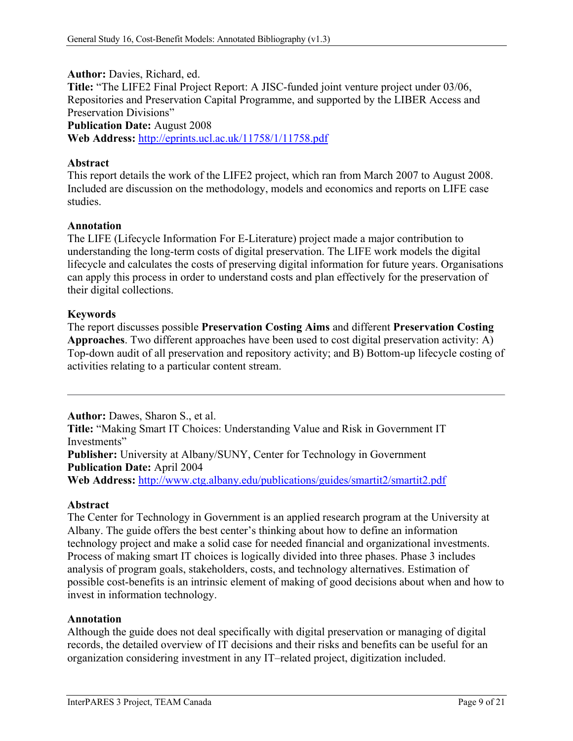**Author:** Davies, Richard, ed.
**Title:** "The LIFE2 Final Project Report: A JISC-funded joint venture project under 03/06, Repositories and Preservation Capital Programme, and supported by the LIBER Access and Preservation Divisions"
**Publication Date:** August 2008
**Web Address:** http://eprints.ucl.ac.uk/11758/1/11758.pdf

**Abstract**
This report details the work of the LIFE2 project, which ran from March 2007 to August 2008. Included are discussion on the methodology, models and economics and reports on LIFE case studies.

**Annotation**
The LIFE (Lifecycle Information For E-Literature) project made a major contribution to understanding the long-term costs of digital preservation. The LIFE work models the digital lifecycle and calculates the costs of preserving digital information for future years. Organisations can apply this process in order to understand costs and plan effectively for the preservation of their digital collections.

**Keywords**
The report discusses possible **Preservation Costing Aims** and different **Preservation Costing Approaches**. Two different approaches have been used to cost digital preservation activity: A) Top-down audit of all preservation and repository activity; and B) Bottom-up lifecycle costing of activities relating to a particular content stream.

---

**Author:** Dawes, Sharon S., et al.
**Title:** "Making Smart IT Choices: Understanding Value and Risk in Government IT Investments"
**Publisher:** University at Albany/SUNY, Center for Technology in Government
**Publication Date:** April 2004
**Web Address:** http://www.ctg.albany.edu/publications/guides/smartit2/smartit2.pdf

**Abstract**
The Center for Technology in Government is an applied research program at the University at Albany. The guide offers the best center's thinking about how to define an information technology project and make a solid case for needed financial and organizational investments. Process of making smart IT choices is logically divided into three phases. Phase 3 includes analysis of program goals, stakeholders, costs, and technology alternatives. Estimation of possible cost-benefits is an intrinsic element of making of good decisions about when and how to invest in information technology.

**Annotation**
Although the guide does not deal specifically with digital preservation or managing of digital records, the detailed overview of IT decisions and their risks and benefits can be useful for an organization considering investment in any IT–related project, digitization included.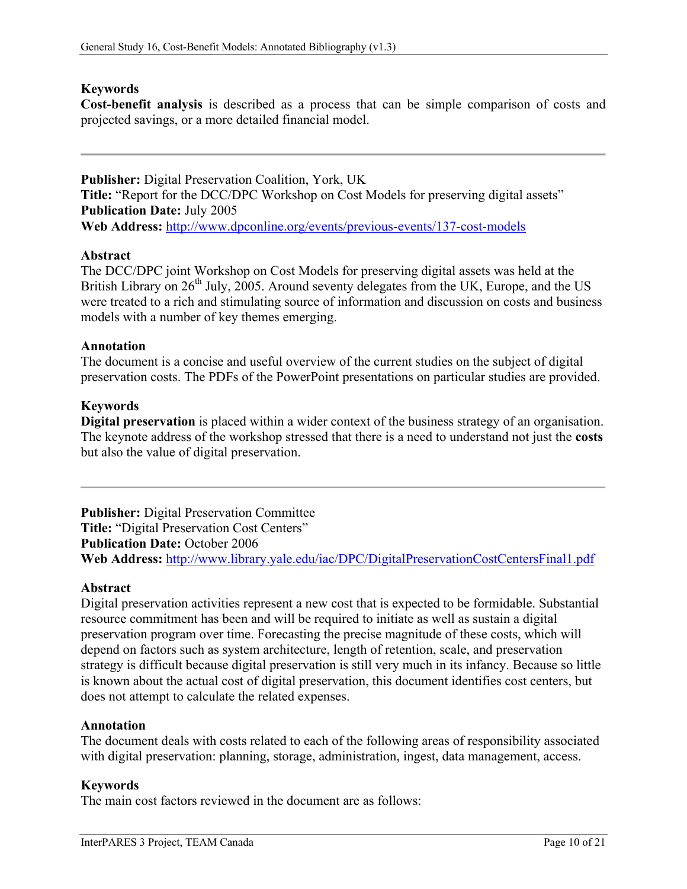**Keywords**

**Cost-benefit analysis** is described as a process that can be simple comparison of costs and projected savings, or a more detailed financial model.

---

**Publisher:** Digital Preservation Coalition, York, UK
**Title:** "Report for the DCC/DPC Workshop on Cost Models for preserving digital assets"
**Publication Date:** July 2005
**Web Address:** [http://www.dpconline.org/events/previous-events/137-cost-models](http://www.dpconline.org/events/previous-events/137-cost-models)

**Abstract**

The DCC/DPC joint Workshop on Cost Models for preserving digital assets was held at the British Library on 26th July, 2005. Around seventy delegates from the UK, Europe, and the US were treated to a rich and stimulating source of information and discussion on costs and business models with a number of key themes emerging.

**Annotation**

The document is a concise and useful overview of the current studies on the subject of digital preservation costs. The PDFs of the PowerPoint presentations on particular studies are provided.

**Keywords**

**Digital preservation** is placed within a wider context of the business strategy of an organisation. The keynote address of the workshop stressed that there is a need to understand not just the **costs** but also the value of digital preservation.

---

**Publisher:** Digital Preservation Committee
**Title:** "Digital Preservation Cost Centers"
**Publication Date:** October 2006
**Web Address:** [http://www.library.yale.edu/iac/DPC/DigitalPreservationCostCentersFinal1.pdf](http://www.library.yale.edu/iac/DPC/DigitalPreservationCostCentersFinal1.pdf)

**Abstract**

Digital preservation activities represent a new cost that is expected to be formidable. Substantial resource commitment has been and will be required to initiate as well as sustain a digital preservation program over time. Forecasting the precise magnitude of these costs, which will depend on factors such as system architecture, length of retention, scale, and preservation strategy is difficult because digital preservation is still very much in its infancy. Because so little is known about the actual cost of digital preservation, this document identifies cost centers, but does not attempt to calculate the related expenses.

**Annotation**

The document deals with costs related to each of the following areas of responsibility associated with digital preservation: planning, storage, administration, ingest, data management, access.

**Keywords**

The main cost factors reviewed in the document are as follows: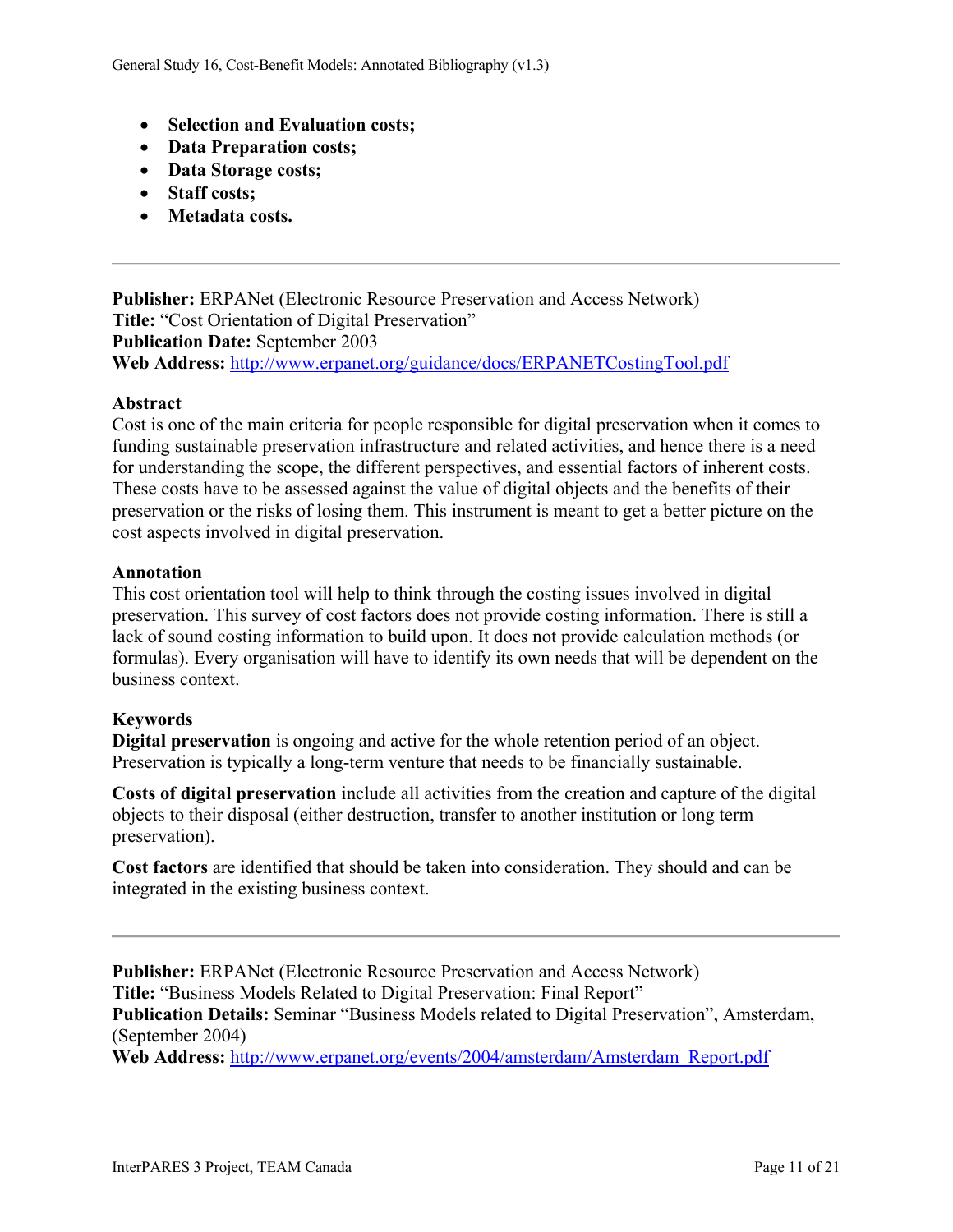- **Selection and Evaluation costs;**
- **Data Preparation costs;**
- **Data Storage costs;**
- **Staff costs;**
- **Metadata costs.**

---

**Publisher:** ERPANet (Electronic Resource Preservation and Access Network)
**Title:** "Cost Orientation of Digital Preservation"
**Publication Date:** September 2003
**Web Address:** [http://www.erpanet.org/guidance/docs/ERPANETCostingTool.pdf](http://www.erpanet.org/guidance/docs/ERPANETCostingTool.pdf)

**Abstract**
Cost is one of the main criteria for people responsible for digital preservation when it comes to funding sustainable preservation infrastructure and related activities, and hence there is a need for understanding the scope, the different perspectives, and essential factors of inherent costs. These costs have to be assessed against the value of digital objects and the benefits of their preservation or the risks of losing them. This instrument is meant to get a better picture on the cost aspects involved in digital preservation.

**Annotation**
This cost orientation tool will help to think through the costing issues involved in digital preservation. This survey of cost factors does not provide costing information. There is still a lack of sound costing information to build upon. It does not provide calculation methods (or formulas). Every organisation will have to identify its own needs that will be dependent on the business context.

**Keywords**
**Digital preservation** is ongoing and active for the whole retention period of an object. Preservation is typically a long-term venture that needs to be financially sustainable.

**Costs of digital preservation** include all activities from the creation and capture of the digital objects to their disposal (either destruction, transfer to another institution or long term preservation).

**Cost factors** are identified that should be taken into consideration. They should and can be integrated in the existing business context.

---

**Publisher:** ERPANet (Electronic Resource Preservation and Access Network)
**Title:** "Business Models Related to Digital Preservation: Final Report"
**Publication Details:** Seminar "Business Models related to Digital Preservation", Amsterdam, (September 2004)
**Web Address:** [http://www.erpanet.org/events/2004/amsterdam/Amsterdam_Report.pdf](http://www.erpanet.org/events/2004/amsterdam/Amsterdam_Report.pdf)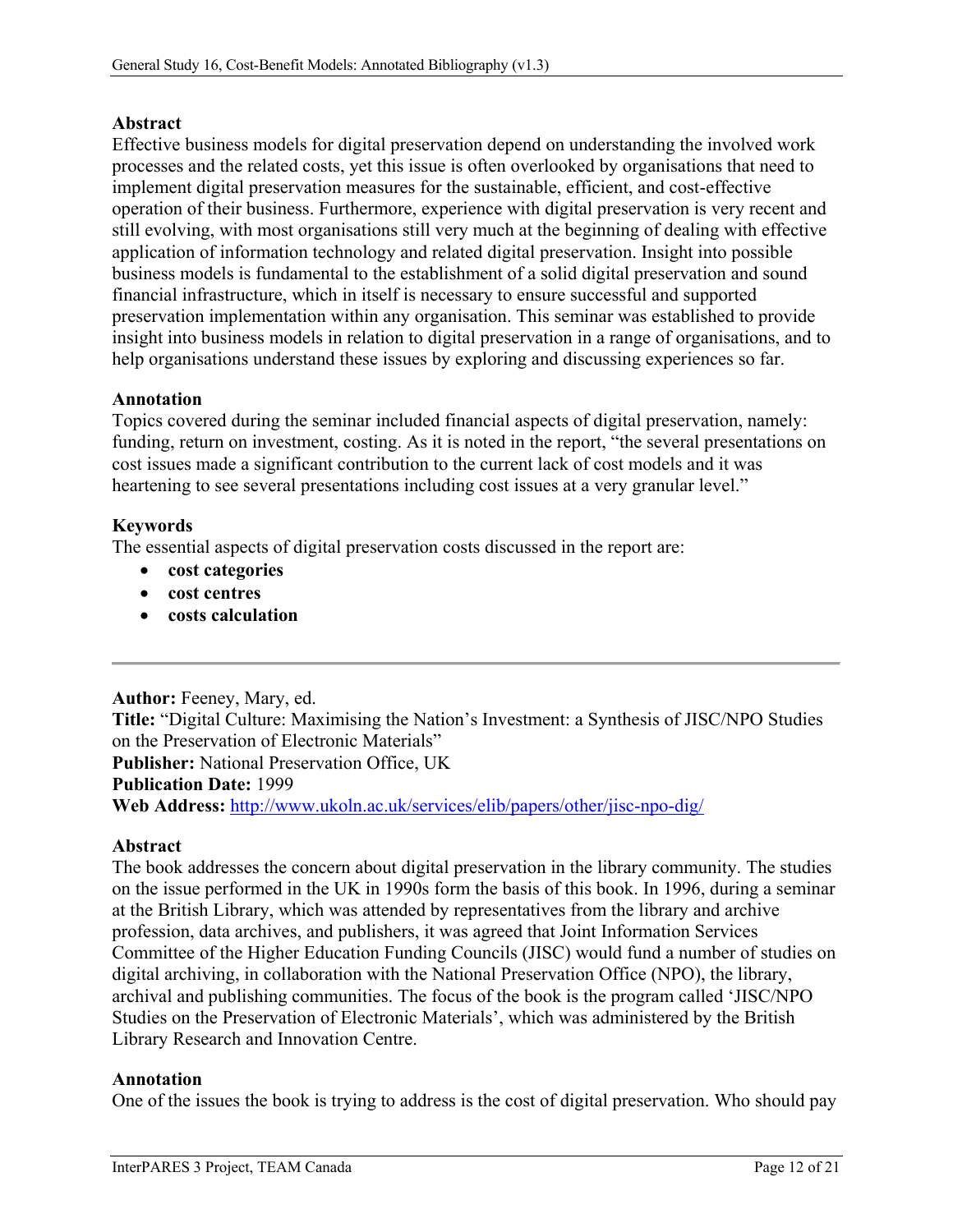**Abstract**

Effective business models for digital preservation depend on understanding the involved work processes and the related costs, yet this issue is often overlooked by organisations that need to implement digital preservation measures for the sustainable, efficient, and cost-effective operation of their business. Furthermore, experience with digital preservation is very recent and still evolving, with most organisations still very much at the beginning of dealing with effective application of information technology and related digital preservation. Insight into possible business models is fundamental to the establishment of a solid digital preservation and sound financial infrastructure, which in itself is necessary to ensure successful and supported preservation implementation within any organisation. This seminar was established to provide insight into business models in relation to digital preservation in a range of organisations, and to help organisations understand these issues by exploring and discussing experiences so far.

**Annotation**

Topics covered during the seminar included financial aspects of digital preservation, namely: funding, return on investment, costing. As it is noted in the report, "the several presentations on cost issues made a significant contribution to the current lack of cost models and it was heartening to see several presentations including cost issues at a very granular level."

**Keywords**

The essential aspects of digital preservation costs discussed in the report are:

- **cost categories**
- **cost centres**
- **costs calculation**

---

**Author:** Feeney, Mary, ed.
**Title:** "Digital Culture: Maximising the Nation's Investment: a Synthesis of JISC/NPO Studies on the Preservation of Electronic Materials"
**Publisher:** National Preservation Office, UK
**Publication Date:** 1999
**Web Address:** http://www.ukoln.ac.uk/services/elib/papers/other/jisc-npo-dig/

**Abstract**

The book addresses the concern about digital preservation in the library community. The studies on the issue performed in the UK in 1990s form the basis of this book. In 1996, during a seminar at the British Library, which was attended by representatives from the library and archive profession, data archives, and publishers, it was agreed that Joint Information Services Committee of the Higher Education Funding Councils (JISC) would fund a number of studies on digital archiving, in collaboration with the National Preservation Office (NPO), the library, archival and publishing communities. The focus of the book is the program called 'JISC/NPO Studies on the Preservation of Electronic Materials', which was administered by the British Library Research and Innovation Centre.

**Annotation**

One of the issues the book is trying to address is the cost of digital preservation. Who should pay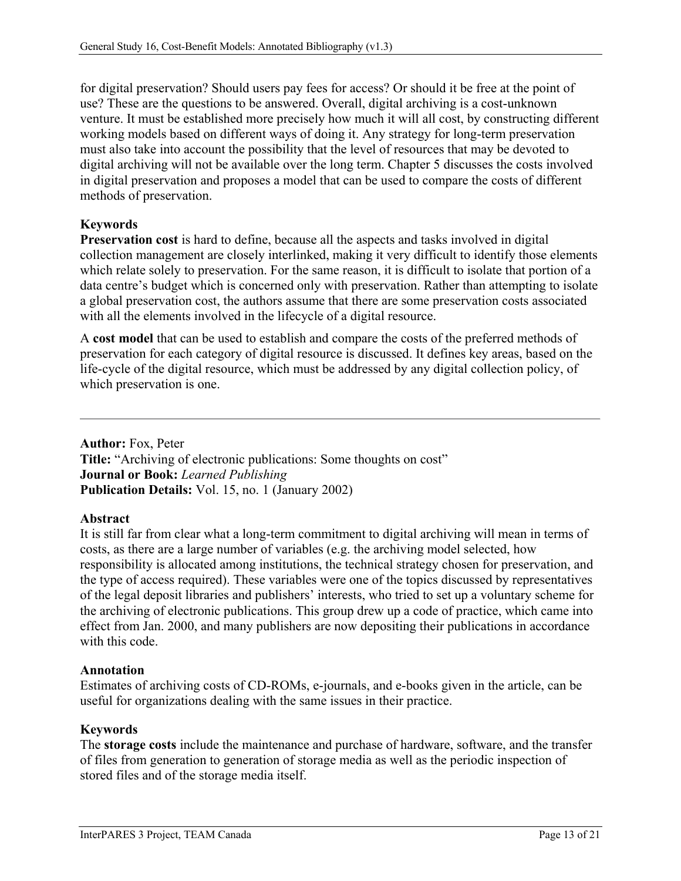for digital preservation? Should users pay fees for access? Or should it be free at the point of use? These are the questions to be answered. Overall, digital archiving is a cost-unknown venture. It must be established more precisely how much it will all cost, by constructing different working models based on different ways of doing it. Any strategy for long-term preservation must also take into account the possibility that the level of resources that may be devoted to digital archiving will not be available over the long term. Chapter 5 discusses the costs involved in digital preservation and proposes a model that can be used to compare the costs of different methods of preservation.

**Keywords**

**Preservation cost** is hard to define, because all the aspects and tasks involved in digital collection management are closely interlinked, making it very difficult to identify those elements which relate solely to preservation. For the same reason, it is difficult to isolate that portion of a data centre's budget which is concerned only with preservation. Rather than attempting to isolate a global preservation cost, the authors assume that there are some preservation costs associated with all the elements involved in the lifecycle of a digital resource.

A **cost model** that can be used to establish and compare the costs of the preferred methods of preservation for each category of digital resource is discussed. It defines key areas, based on the life-cycle of the digital resource, which must be addressed by any digital collection policy, of which preservation is one.

---

**Author:** Fox, Peter
**Title:** "Archiving of electronic publications: Some thoughts on cost"
**Journal or Book:** *Learned Publishing*
**Publication Details:** Vol. 15, no. 1 (January 2002)

**Abstract**

It is still far from clear what a long-term commitment to digital archiving will mean in terms of costs, as there are a large number of variables (e.g. the archiving model selected, how responsibility is allocated among institutions, the technical strategy chosen for preservation, and the type of access required). These variables were one of the topics discussed by representatives of the legal deposit libraries and publishers' interests, who tried to set up a voluntary scheme for the archiving of electronic publications. This group drew up a code of practice, which came into effect from Jan. 2000, and many publishers are now depositing their publications in accordance with this code.

**Annotation**

Estimates of archiving costs of CD-ROMs, e-journals, and e-books given in the article, can be useful for organizations dealing with the same issues in their practice.

**Keywords**

The **storage costs** include the maintenance and purchase of hardware, software, and the transfer of files from generation to generation of storage media as well as the periodic inspection of stored files and of the storage media itself.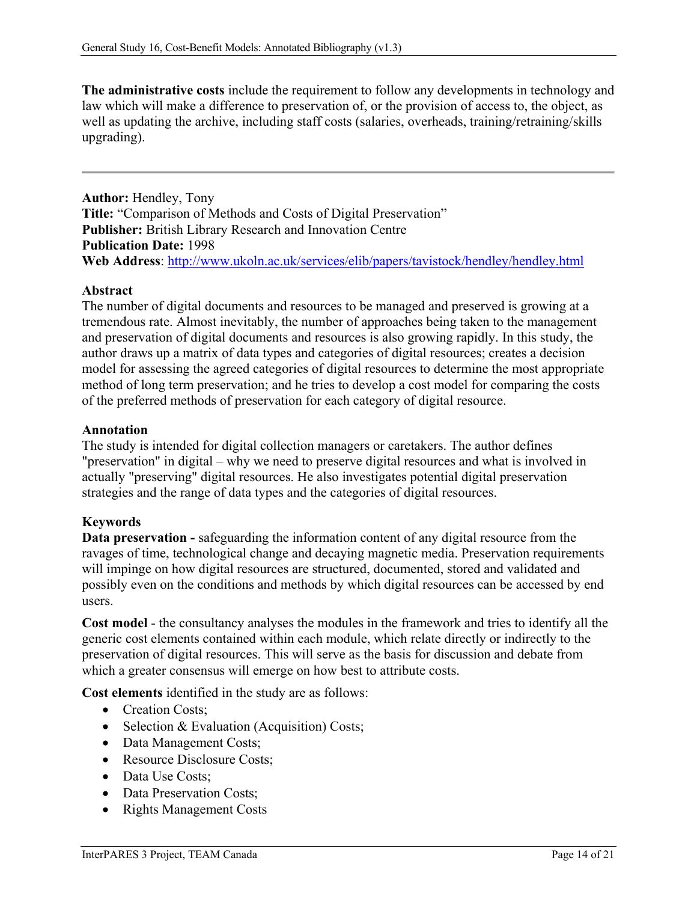**The administrative costs** include the requirement to follow any developments in technology and law which will make a difference to preservation of, or the provision of access to, the object, as well as updating the archive, including staff costs (salaries, overheads, training/retraining/skills upgrading).

---

**Author:** Hendley, Tony
**Title:** "Comparison of Methods and Costs of Digital Preservation"
**Publisher:** British Library Research and Innovation Centre
**Publication Date:** 1998
**Web Address**: http://www.ukoln.ac.uk/services/elib/papers/tavistock/hendley/hendley.html

**Abstract**
The number of digital documents and resources to be managed and preserved is growing at a tremendous rate. Almost inevitably, the number of approaches being taken to the management and preservation of digital documents and resources is also growing rapidly. In this study, the author draws up a matrix of data types and categories of digital resources; creates a decision model for assessing the agreed categories of digital resources to determine the most appropriate method of long term preservation; and he tries to develop a cost model for comparing the costs of the preferred methods of preservation for each category of digital resource.

**Annotation**
The study is intended for digital collection managers or caretakers. The author defines "preservation" in digital – why we need to preserve digital resources and what is involved in actually "preserving" digital resources. He also investigates potential digital preservation strategies and the range of data types and the categories of digital resources.

**Keywords**
**Data preservation -** safeguarding the information content of any digital resource from the ravages of time, technological change and decaying magnetic media. Preservation requirements will impinge on how digital resources are structured, documented, stored and validated and possibly even on the conditions and methods by which digital resources can be accessed by end users.

**Cost model** - the consultancy analyses the modules in the framework and tries to identify all the generic cost elements contained within each module, which relate directly or indirectly to the preservation of digital resources. This will serve as the basis for discussion and debate from which a greater consensus will emerge on how best to attribute costs.

**Cost elements** identified in the study are as follows:

- Creation Costs;
- Selection & Evaluation (Acquisition) Costs;
- Data Management Costs;
- Resource Disclosure Costs;
- Data Use Costs;
- Data Preservation Costs;
- Rights Management Costs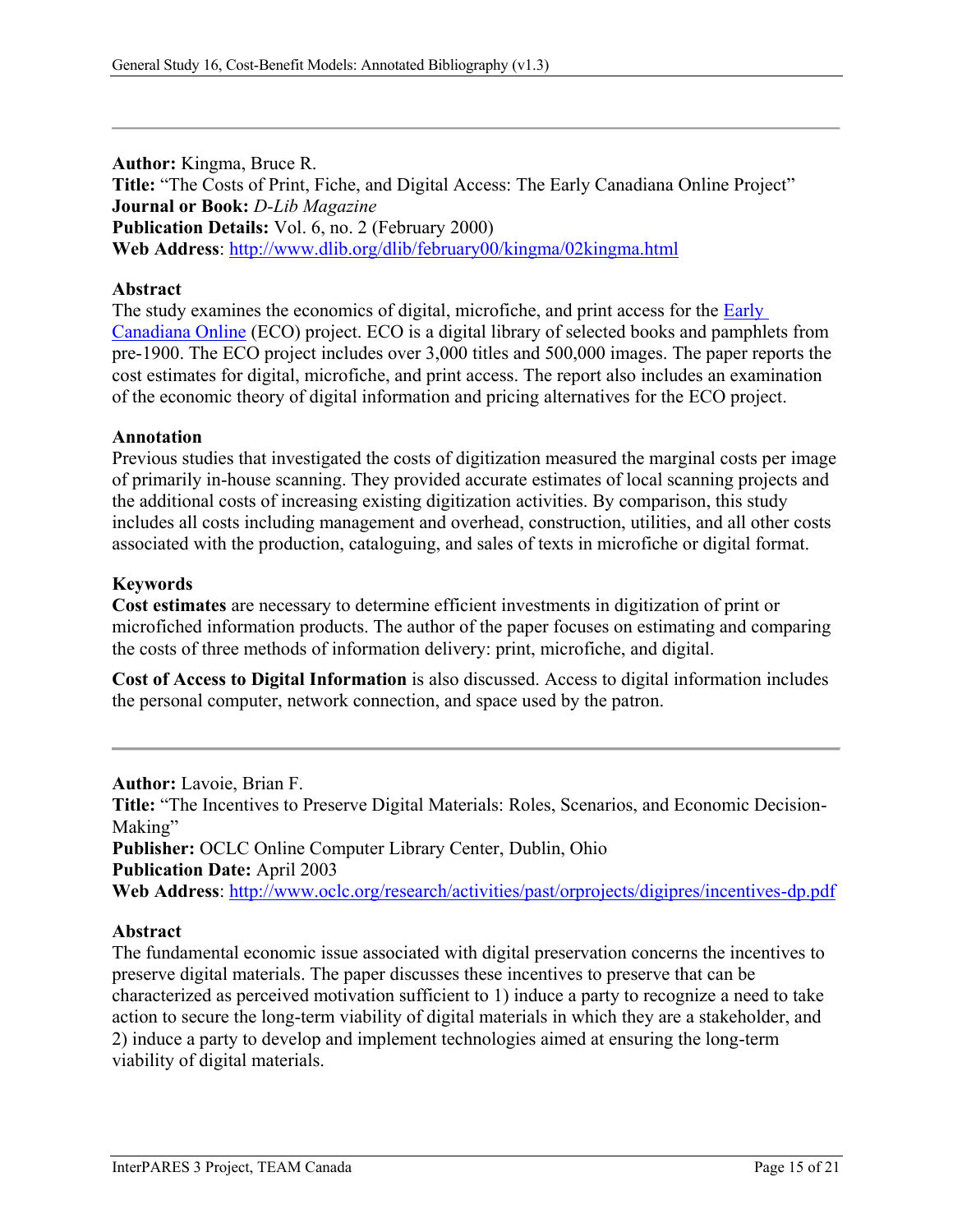---

**Author:** Kingma, Bruce R.
**Title:** "The Costs of Print, Fiche, and Digital Access: The Early Canadiana Online Project"
**Journal or Book:** *D-Lib Magazine*
**Publication Details:** Vol. 6, no. 2 (February 2000)
**Web Address**: http://www.dlib.org/dlib/february00/kingma/02kingma.html

**Abstract**
The study examines the economics of digital, microfiche, and print access for the Early Canadiana Online (ECO) project. ECO is a digital library of selected books and pamphlets from pre-1900. The ECO project includes over 3,000 titles and 500,000 images. The paper reports the cost estimates for digital, microfiche, and print access. The report also includes an examination of the economic theory of digital information and pricing alternatives for the ECO project.

**Annotation**
Previous studies that investigated the costs of digitization measured the marginal costs per image of primarily in-house scanning. They provided accurate estimates of local scanning projects and the additional costs of increasing existing digitization activities. By comparison, this study includes all costs including management and overhead, construction, utilities, and all other costs associated with the production, cataloguing, and sales of texts in microfiche or digital format.

**Keywords**
**Cost estimates** are necessary to determine efficient investments in digitization of print or microfiched information products. The author of the paper focuses on estimating and comparing the costs of three methods of information delivery: print, microfiche, and digital.

**Cost of Access to Digital Information** is also discussed. Access to digital information includes the personal computer, network connection, and space used by the patron.

---

**Author:** Lavoie, Brian F.
**Title:** "The Incentives to Preserve Digital Materials: Roles, Scenarios, and Economic Decision-Making"
**Publisher:** OCLC Online Computer Library Center, Dublin, Ohio
**Publication Date:** April 2003
**Web Address**: http://www.oclc.org/research/activities/past/orprojects/digipres/incentives-dp.pdf

**Abstract**
The fundamental economic issue associated with digital preservation concerns the incentives to preserve digital materials. The paper discusses these incentives to preserve that can be characterized as perceived motivation sufficient to 1) induce a party to recognize a need to take action to secure the long-term viability of digital materials in which they are a stakeholder, and 2) induce a party to develop and implement technologies aimed at ensuring the long-term viability of digital materials.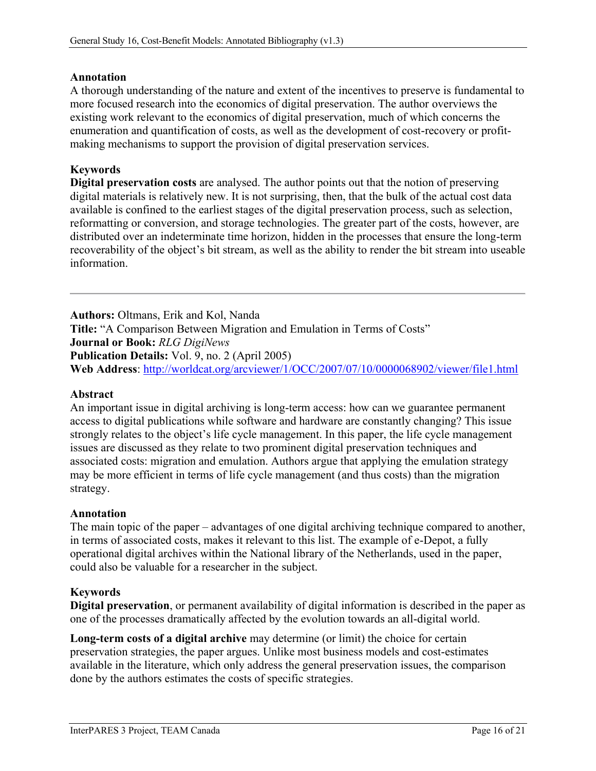**Annotation**

A thorough understanding of the nature and extent of the incentives to preserve is fundamental to more focused research into the economics of digital preservation. The author overviews the existing work relevant to the economics of digital preservation, much of which concerns the enumeration and quantification of costs, as well as the development of cost-recovery or profit-making mechanisms to support the provision of digital preservation services.

**Keywords**

**Digital preservation costs** are analysed. The author points out that the notion of preserving digital materials is relatively new. It is not surprising, then, that the bulk of the actual cost data available is confined to the earliest stages of the digital preservation process, such as selection, reformatting or conversion, and storage technologies. The greater part of the costs, however, are distributed over an indeterminate time horizon, hidden in the processes that ensure the long-term recoverability of the object's bit stream, as well as the ability to render the bit stream into useable information.

---

**Authors:** Oltmans, Erik and Kol, Nanda
**Title:** "A Comparison Between Migration and Emulation in Terms of Costs"
**Journal or Book:** *RLG DigiNews*
**Publication Details:** Vol. 9, no. 2 (April 2005)
**Web Address**: http://worldcat.org/arcviewer/1/OCC/2007/07/10/0000068902/viewer/file1.html

**Abstract**

An important issue in digital archiving is long-term access: how can we guarantee permanent access to digital publications while software and hardware are constantly changing? This issue strongly relates to the object's life cycle management. In this paper, the life cycle management issues are discussed as they relate to two prominent digital preservation techniques and associated costs: migration and emulation. Authors argue that applying the emulation strategy may be more efficient in terms of life cycle management (and thus costs) than the migration strategy.

**Annotation**

The main topic of the paper – advantages of one digital archiving technique compared to another, in terms of associated costs, makes it relevant to this list. The example of e-Depot, a fully operational digital archives within the National library of the Netherlands, used in the paper, could also be valuable for a researcher in the subject.

**Keywords**

**Digital preservation**, or permanent availability of digital information is described in the paper as one of the processes dramatically affected by the evolution towards an all-digital world.

**Long-term costs of a digital archive** may determine (or limit) the choice for certain preservation strategies, the paper argues. Unlike most business models and cost-estimates available in the literature, which only address the general preservation issues, the comparison done by the authors estimates the costs of specific strategies.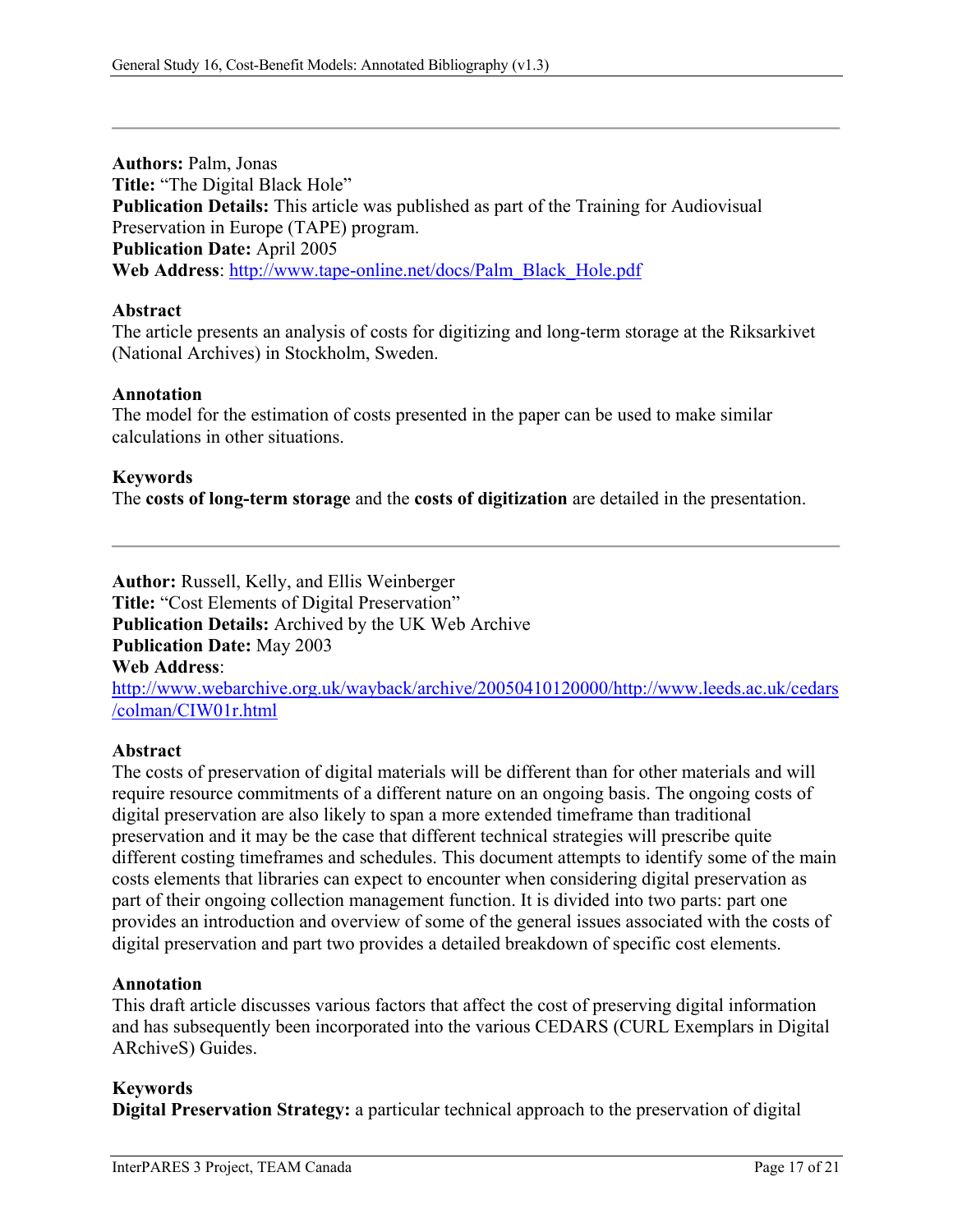---

**Authors:** Palm, Jonas
**Title:** "The Digital Black Hole"
**Publication Details:** This article was published as part of the Training for Audiovisual Preservation in Europe (TAPE) program.
**Publication Date:** April 2005
**Web Address**: http://www.tape-online.net/docs/Palm_Black_Hole.pdf

**Abstract**
The article presents an analysis of costs for digitizing and long-term storage at the Riksarkivet (National Archives) in Stockholm, Sweden.

**Annotation**
The model for the estimation of costs presented in the paper can be used to make similar calculations in other situations.

**Keywords**
The **costs of long-term storage** and the **costs of digitization** are detailed in the presentation.

---

**Author:** Russell, Kelly, and Ellis Weinberger
**Title:** "Cost Elements of Digital Preservation"
**Publication Details:** Archived by the UK Web Archive
**Publication Date:** May 2003
**Web Address**:
http://www.webarchive.org.uk/wayback/archive/20050410120000/http://www.leeds.ac.uk/cedars/colman/CIW01r.html

**Abstract**
The costs of preservation of digital materials will be different than for other materials and will require resource commitments of a different nature on an ongoing basis. The ongoing costs of digital preservation are also likely to span a more extended timeframe than traditional preservation and it may be the case that different technical strategies will prescribe quite different costing timeframes and schedules. This document attempts to identify some of the main costs elements that libraries can expect to encounter when considering digital preservation as part of their ongoing collection management function. It is divided into two parts: part one provides an introduction and overview of some of the general issues associated with the costs of digital preservation and part two provides a detailed breakdown of specific cost elements.

**Annotation**
This draft article discusses various factors that affect the cost of preserving digital information and has subsequently been incorporated into the various CEDARS (CURL Exemplars in Digital ARchiveS) Guides.

**Keywords**
**Digital Preservation Strategy:** a particular technical approach to the preservation of digital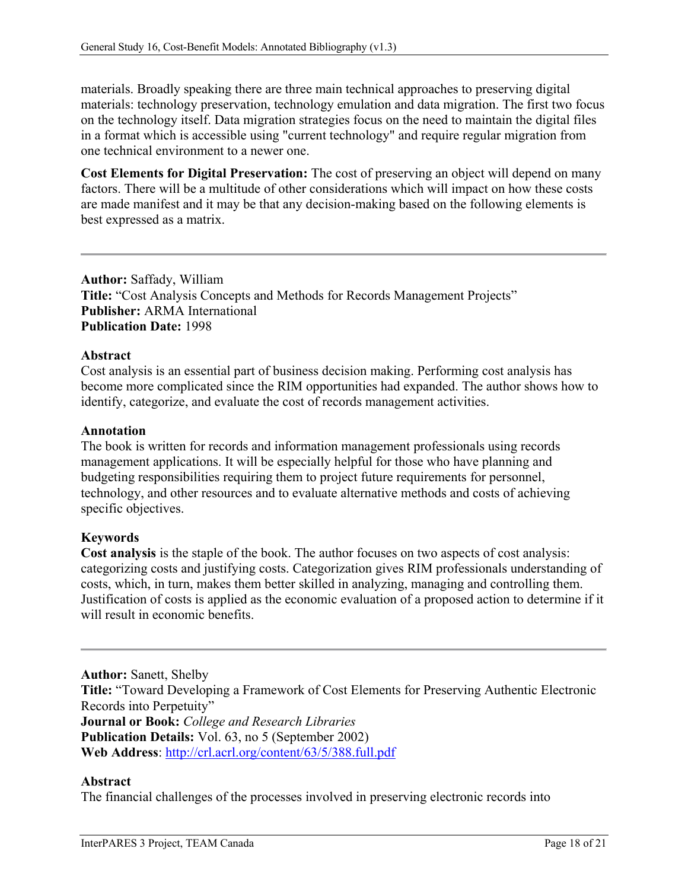materials. Broadly speaking there are three main technical approaches to preserving digital materials: technology preservation, technology emulation and data migration. The first two focus on the technology itself. Data migration strategies focus on the need to maintain the digital files in a format which is accessible using "current technology" and require regular migration from one technical environment to a newer one.

**Cost Elements for Digital Preservation:** The cost of preserving an object will depend on many factors. There will be a multitude of other considerations which will impact on how these costs are made manifest and it may be that any decision-making based on the following elements is best expressed as a matrix.

---

**Author:** Saffady, William
**Title:** "Cost Analysis Concepts and Methods for Records Management Projects"
**Publisher:** ARMA International
**Publication Date:** 1998

**Abstract**
Cost analysis is an essential part of business decision making. Performing cost analysis has become more complicated since the RIM opportunities had expanded. The author shows how to identify, categorize, and evaluate the cost of records management activities.

**Annotation**
The book is written for records and information management professionals using records management applications. It will be especially helpful for those who have planning and budgeting responsibilities requiring them to project future requirements for personnel, technology, and other resources and to evaluate alternative methods and costs of achieving specific objectives.

**Keywords**
**Cost analysis** is the staple of the book. The author focuses on two aspects of cost analysis: categorizing costs and justifying costs. Categorization gives RIM professionals understanding of costs, which, in turn, makes them better skilled in analyzing, managing and controlling them. Justification of costs is applied as the economic evaluation of a proposed action to determine if it will result in economic benefits.

---

**Author:** Sanett, Shelby
**Title:** "Toward Developing a Framework of Cost Elements for Preserving Authentic Electronic Records into Perpetuity"
**Journal or Book:** *College and Research Libraries*
**Publication Details:** Vol. 63, no 5 (September 2002)
**Web Address**: http://crl.acrl.org/content/63/5/388.full.pdf

**Abstract**
The financial challenges of the processes involved in preserving electronic records into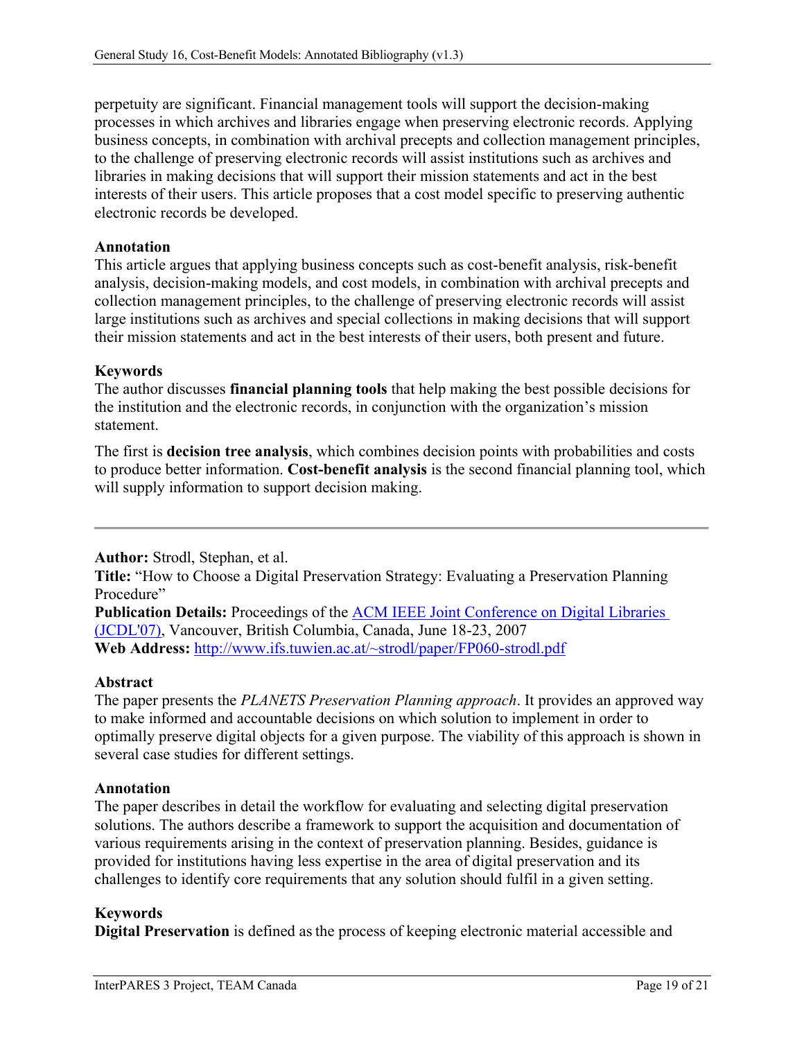perpetuity are significant. Financial management tools will support the decision-making processes in which archives and libraries engage when preserving electronic records. Applying business concepts, in combination with archival precepts and collection management principles, to the challenge of preserving electronic records will assist institutions such as archives and libraries in making decisions that will support their mission statements and act in the best interests of their users. This article proposes that a cost model specific to preserving authentic electronic records be developed.

**Annotation**
This article argues that applying business concepts such as cost-benefit analysis, risk-benefit analysis, decision-making models, and cost models, in combination with archival precepts and collection management principles, to the challenge of preserving electronic records will assist large institutions such as archives and special collections in making decisions that will support their mission statements and act in the best interests of their users, both present and future.

**Keywords**
The author discusses **financial planning tools** that help making the best possible decisions for the institution and the electronic records, in conjunction with the organization's mission statement.

The first is **decision tree analysis**, which combines decision points with probabilities and costs to produce better information. **Cost-benefit analysis** is the second financial planning tool, which will supply information to support decision making.

---

**Author:** Strodl, Stephan, et al.
**Title:** "How to Choose a Digital Preservation Strategy: Evaluating a Preservation Planning Procedure"
**Publication Details:** Proceedings of the ACM IEEE Joint Conference on Digital Libraries (JCDL'07), Vancouver, British Columbia, Canada, June 18-23, 2007
**Web Address:** http://www.ifs.tuwien.ac.at/~strodl/paper/FP060-strodl.pdf

**Abstract**
The paper presents the *PLANETS Preservation Planning approach*. It provides an approved way to make informed and accountable decisions on which solution to implement in order to optimally preserve digital objects for a given purpose. The viability of this approach is shown in several case studies for different settings.

**Annotation**
The paper describes in detail the workflow for evaluating and selecting digital preservation solutions. The authors describe a framework to support the acquisition and documentation of various requirements arising in the context of preservation planning. Besides, guidance is provided for institutions having less expertise in the area of digital preservation and its challenges to identify core requirements that any solution should fulfil in a given setting.

**Keywords**
**Digital Preservation** is defined as the process of keeping electronic material accessible and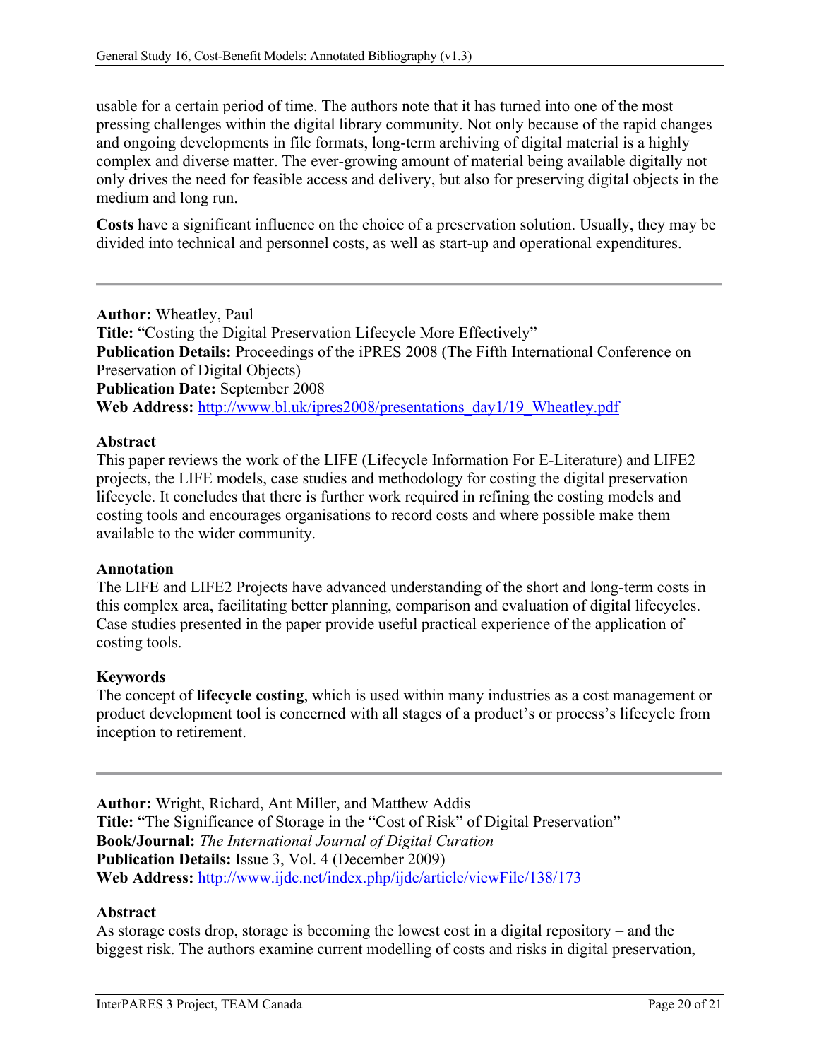usable for a certain period of time. The authors note that it has turned into one of the most pressing challenges within the digital library community. Not only because of the rapid changes and ongoing developments in file formats, long-term archiving of digital material is a highly complex and diverse matter. The ever-growing amount of material being available digitally not only drives the need for feasible access and delivery, but also for preserving digital objects in the medium and long run.

**Costs** have a significant influence on the choice of a preservation solution. Usually, they may be divided into technical and personnel costs, as well as start-up and operational expenditures.

---

**Author:** Wheatley, Paul
**Title:** "Costing the Digital Preservation Lifecycle More Effectively"
**Publication Details:** Proceedings of the iPRES 2008 (The Fifth International Conference on Preservation of Digital Objects)
**Publication Date:** September 2008
**Web Address:** [http://www.bl.uk/ipres2008/presentations_day1/19_Wheatley.pdf](http://www.bl.uk/ipres2008/presentations_day1/19_Wheatley.pdf)

**Abstract**
This paper reviews the work of the LIFE (Lifecycle Information For E-Literature) and LIFE2 projects, the LIFE models, case studies and methodology for costing the digital preservation lifecycle. It concludes that there is further work required in refining the costing models and costing tools and encourages organisations to record costs and where possible make them available to the wider community.

**Annotation**
The LIFE and LIFE2 Projects have advanced understanding of the short and long-term costs in this complex area, facilitating better planning, comparison and evaluation of digital lifecycles. Case studies presented in the paper provide useful practical experience of the application of costing tools.

**Keywords**
The concept of **lifecycle costing**, which is used within many industries as a cost management or product development tool is concerned with all stages of a product's or process's lifecycle from inception to retirement.

---

**Author:** Wright, Richard, Ant Miller, and Matthew Addis
**Title:** "The Significance of Storage in the "Cost of Risk" of Digital Preservation"
**Book/Journal:** *The International Journal of Digital Curation*
**Publication Details:** Issue 3, Vol. 4 (December 2009)
**Web Address:** [http://www.ijdc.net/index.php/ijdc/article/viewFile/138/173](http://www.ijdc.net/index.php/ijdc/article/viewFile/138/173)

**Abstract**
As storage costs drop, storage is becoming the lowest cost in a digital repository – and the biggest risk. The authors examine current modelling of costs and risks in digital preservation,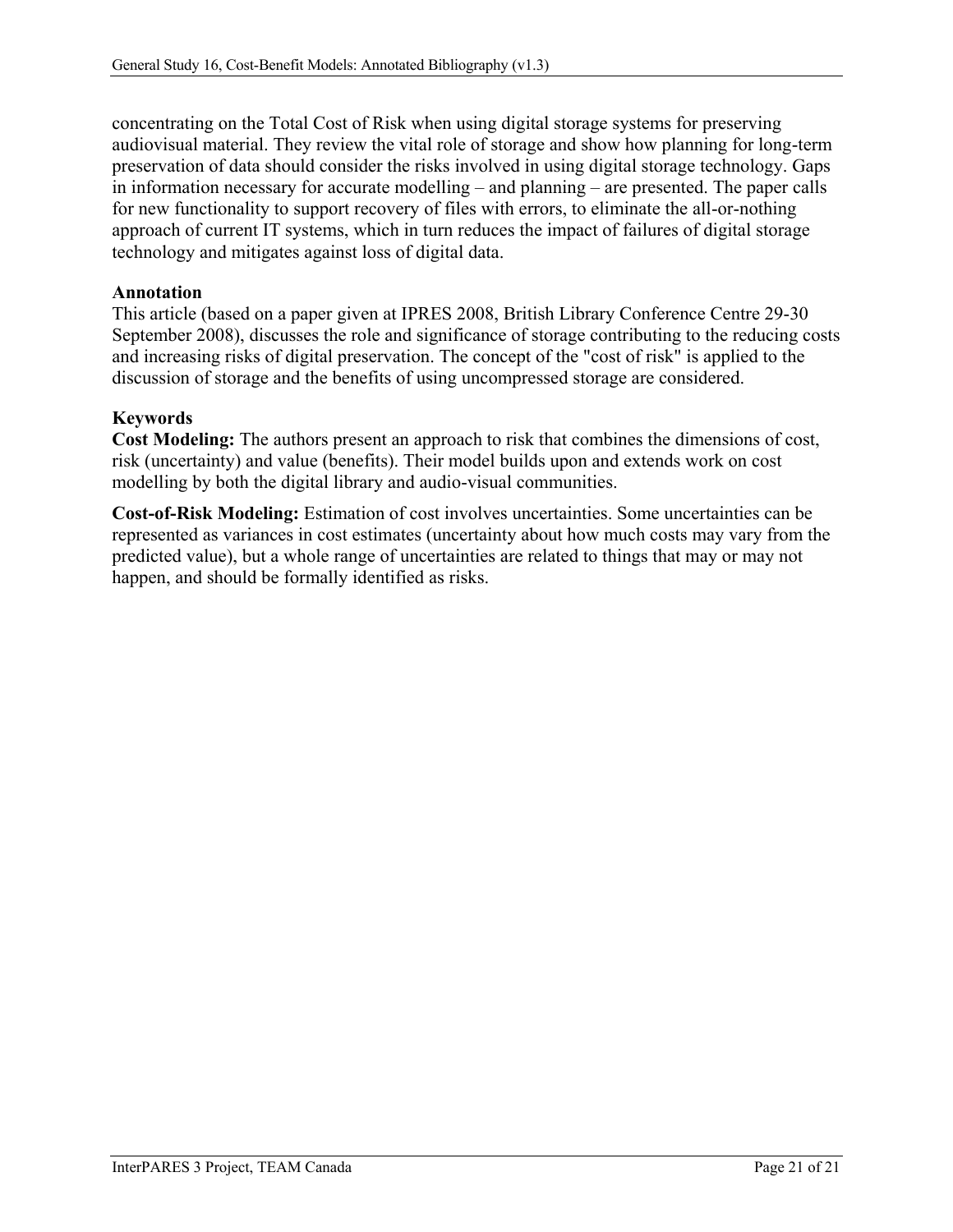concentrating on the Total Cost of Risk when using digital storage systems for preserving audiovisual material. They review the vital role of storage and show how planning for long-term preservation of data should consider the risks involved in using digital storage technology. Gaps in information necessary for accurate modelling – and planning – are presented. The paper calls for new functionality to support recovery of files with errors, to eliminate the all-or-nothing approach of current IT systems, which in turn reduces the impact of failures of digital storage technology and mitigates against loss of digital data.

**Annotation**
This article (based on a paper given at IPRES 2008, British Library Conference Centre 29-30 September 2008), discusses the role and significance of storage contributing to the reducing costs and increasing risks of digital preservation. The concept of the "cost of risk" is applied to the discussion of storage and the benefits of using uncompressed storage are considered.

**Keywords**
**Cost Modeling:** The authors present an approach to risk that combines the dimensions of cost, risk (uncertainty) and value (benefits). Their model builds upon and extends work on cost modelling by both the digital library and audio-visual communities.

**Cost-of-Risk Modeling:** Estimation of cost involves uncertainties. Some uncertainties can be represented as variances in cost estimates (uncertainty about how much costs may vary from the predicted value), but a whole range of uncertainties are related to things that may or may not happen, and should be formally identified as risks.